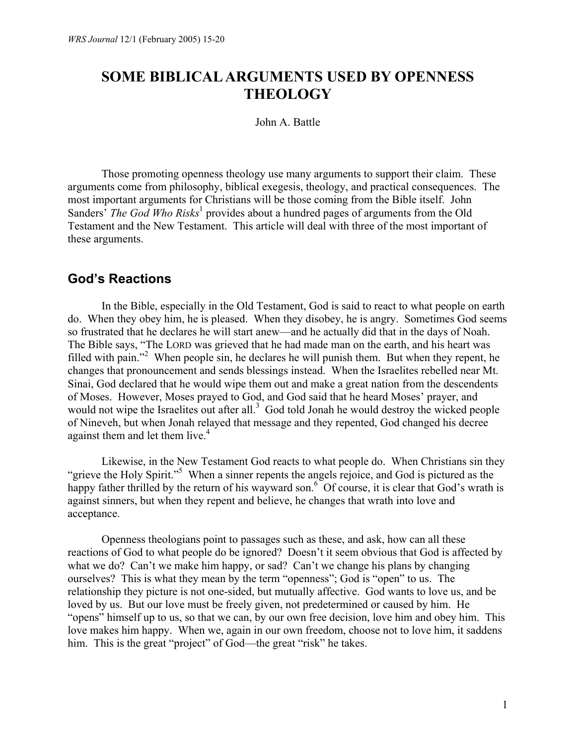# SOME BIBLICAL ARGUMENTS USED BY OPENNESS THEOLOGY

John A. Battle

Those promoting openness theology use many arguments to support their claim. These arguments come from philosophy, biblical exegesis, theology, and practical consequences. The most important arguments for Christians will be those coming from the Bible itself. John Sanders' *The God Who Risks*[1] provides about a hundred pages of arguments from the Old Testament and the New Testament. This article will deal with three of the most important of these arguments.

## God's Reactions

In the Bible, especially in the Old Testament, God is said to react to what people on earth do. When they obey him, he is pleased. When they disobey, he is angry. Sometimes God seems so frustrated that he declares he will start anew—and he actually did that in the days of Noah. The Bible says, "The LORD was grieved that he had made man on the earth, and his heart was filled with pain."[2] When people sin, he declares he will punish them. But when they repent, he changes that pronouncement and sends blessings instead. When the Israelites rebelled near Mt. Sinai, God declared that he would wipe them out and make a great nation from the descendents of Moses. However, Moses prayed to God, and God said that he heard Moses' prayer, and would not wipe the Israelites out after all.[3] God told Jonah he would destroy the wicked people of Nineveh, but when Jonah relayed that message and they repented, God changed his decree against them and let them live.[4]

Likewise, in the New Testament God reacts to what people do. When Christians sin they "grieve the Holy Spirit."[5] When a sinner repents the angels rejoice, and God is pictured as the happy father thrilled by the return of his wayward son.[6] Of course, it is clear that God's wrath is against sinners, but when they repent and believe, he changes that wrath into love and acceptance.

Openness theologians point to passages such as these, and ask, how can all these reactions of God to what people do be ignored? Doesn't it seem obvious that God is affected by what we do? Can't we make him happy, or sad? Can't we change his plans by changing ourselves? This is what they mean by the term "openness"; God is "open" to us. The relationship they picture is not one-sided, but mutually affective. God wants to love us, and be loved by us. But our love must be freely given, not predetermined or caused by him. He "opens" himself up to us, so that we can, by our own free decision, love him and obey him. This love makes him happy. When we, again in our own freedom, choose not to love him, it saddens him. This is the great "project" of God—the great "risk" he takes.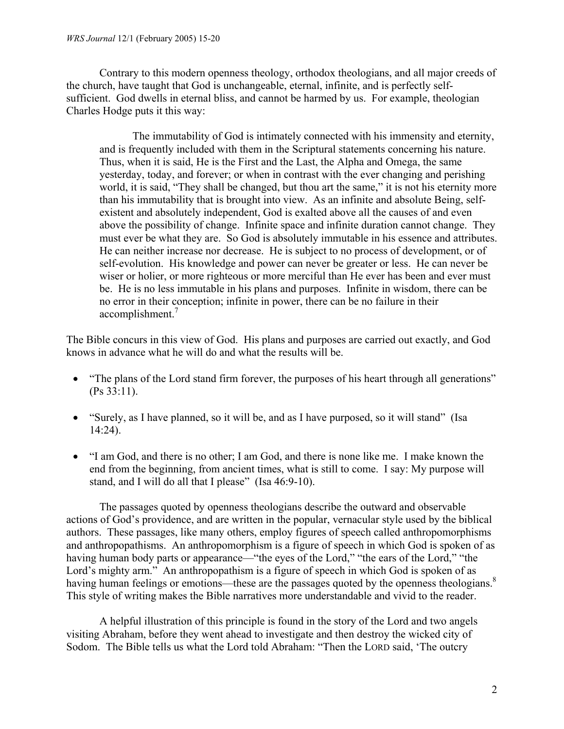Contrary to this modern openness theology, orthodox theologians, and all major creeds of the church, have taught that God is unchangeable, eternal, infinite, and is perfectly self-sufficient. God dwells in eternal bliss, and cannot be harmed by us. For example, theologian Charles Hodge puts it this way:

> The immutability of God is intimately connected with his immensity and eternity, and is frequently included with them in the Scriptural statements concerning his nature. Thus, when it is said, He is the First and the Last, the Alpha and Omega, the same yesterday, today, and forever; or when in contrast with the ever changing and perishing world, it is said, "They shall be changed, but thou art the same," it is not his eternity more than his immutability that is brought into view. As an infinite and absolute Being, self-existent and absolutely independent, God is exalted above all the causes of and even above the possibility of change. Infinite space and infinite duration cannot change. They must ever be what they are. So God is absolutely immutable in his essence and attributes. He can neither increase nor decrease. He is subject to no process of development, or of self-evolution. His knowledge and power can never be greater or less. He can never be wiser or holier, or more righteous or more merciful than He ever has been and ever must be. He is no less immutable in his plans and purposes. Infinite in wisdom, there can be no error in their conception; infinite in power, there can be no failure in their accomplishment.[7]

The Bible concurs in this view of God. His plans and purposes are carried out exactly, and God knows in advance what he will do and what the results will be.

- "The plans of the Lord stand firm forever, the purposes of his heart through all generations" (Ps 33:11).
- "Surely, as I have planned, so it will be, and as I have purposed, so it will stand" (Isa 14:24).
- "I am God, and there is no other; I am God, and there is none like me. I make known the end from the beginning, from ancient times, what is still to come. I say: My purpose will stand, and I will do all that I please" (Isa 46:9-10).

The passages quoted by openness theologians describe the outward and observable actions of God's providence, and are written in the popular, vernacular style used by the biblical authors. These passages, like many others, employ figures of speech called anthropomorphisms and anthropopathisms. An anthropomorphism is a figure of speech in which God is spoken of as having human body parts or appearance—"the eyes of the Lord," "the ears of the Lord," "the Lord's mighty arm." An anthropopathism is a figure of speech in which God is spoken of as having human feelings or emotions—these are the passages quoted by the openness theologians.[8] This style of writing makes the Bible narratives more understandable and vivid to the reader.

A helpful illustration of this principle is found in the story of the Lord and two angels visiting Abraham, before they went ahead to investigate and then destroy the wicked city of Sodom. The Bible tells us what the Lord told Abraham: "Then the LORD said, 'The outcry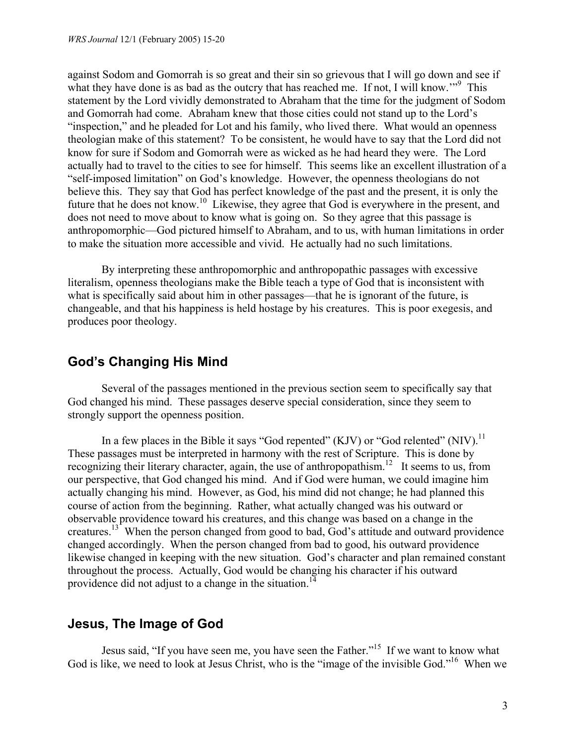against Sodom and Gomorrah is so great and their sin so grievous that I will go down and see if what they have done is as bad as the outcry that has reached me. If not, I will know.'"[9] This statement by the Lord vividly demonstrated to Abraham that the time for the judgment of Sodom and Gomorrah had come. Abraham knew that those cities could not stand up to the Lord's "inspection," and he pleaded for Lot and his family, who lived there. What would an openness theologian make of this statement? To be consistent, he would have to say that the Lord did not know for sure if Sodom and Gomorrah were as wicked as he had heard they were. The Lord actually had to travel to the cities to see for himself. This seems like an excellent illustration of a "self-imposed limitation" on God's knowledge. However, the openness theologians do not believe this. They say that God has perfect knowledge of the past and the present, it is only the future that he does not know.[10] Likewise, they agree that God is everywhere in the present, and does not need to move about to know what is going on. So they agree that this passage is anthropomorphic—God pictured himself to Abraham, and to us, with human limitations in order to make the situation more accessible and vivid. He actually had no such limitations.

By interpreting these anthropomorphic and anthropopathic passages with excessive literalism, openness theologians make the Bible teach a type of God that is inconsistent with what is specifically said about him in other passages—that he is ignorant of the future, is changeable, and that his happiness is held hostage by his creatures. This is poor exegesis, and produces poor theology.

## God's Changing His Mind

Several of the passages mentioned in the previous section seem to specifically say that God changed his mind. These passages deserve special consideration, since they seem to strongly support the openness position.

In a few places in the Bible it says "God repented" (KJV) or "God relented" (NIV).[11] These passages must be interpreted in harmony with the rest of Scripture. This is done by recognizing their literary character, again, the use of anthropopathism.[12] It seems to us, from our perspective, that God changed his mind. And if God were human, we could imagine him actually changing his mind. However, as God, his mind did not change; he had planned this course of action from the beginning. Rather, what actually changed was his outward or observable providence toward his creatures, and this change was based on a change in the creatures.[13] When the person changed from good to bad, God's attitude and outward providence changed accordingly. When the person changed from bad to good, his outward providence likewise changed in keeping with the new situation. God's character and plan remained constant throughout the process. Actually, God would be changing his character if his outward providence did not adjust to a change in the situation.[14]

## Jesus, The Image of God

Jesus said, "If you have seen me, you have seen the Father."[15] If we want to know what God is like, we need to look at Jesus Christ, who is the "image of the invisible God."[16] When we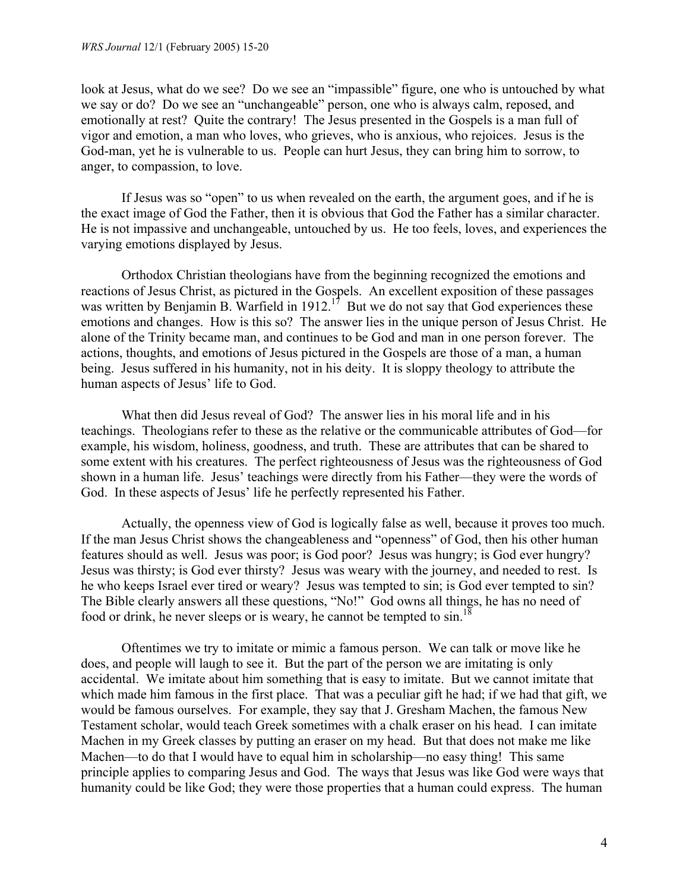look at Jesus, what do we see? Do we see an "impassible" figure, one who is untouched by what we say or do? Do we see an "unchangeable" person, one who is always calm, reposed, and emotionally at rest? Quite the contrary! The Jesus presented in the Gospels is a man full of vigor and emotion, a man who loves, who grieves, who is anxious, who rejoices. Jesus is the God-man, yet he is vulnerable to us. People can hurt Jesus, they can bring him to sorrow, to anger, to compassion, to love.

If Jesus was so "open" to us when revealed on the earth, the argument goes, and if he is the exact image of God the Father, then it is obvious that God the Father has a similar character. He is not impassive and unchangeable, untouched by us. He too feels, loves, and experiences the varying emotions displayed by Jesus.

Orthodox Christian theologians have from the beginning recognized the emotions and reactions of Jesus Christ, as pictured in the Gospels. An excellent exposition of these passages was written by Benjamin B. Warfield in 1912.[17] But we do not say that God experiences these emotions and changes. How is this so? The answer lies in the unique person of Jesus Christ. He alone of the Trinity became man, and continues to be God and man in one person forever. The actions, thoughts, and emotions of Jesus pictured in the Gospels are those of a man, a human being. Jesus suffered in his humanity, not in his deity. It is sloppy theology to attribute the human aspects of Jesus' life to God.

What then did Jesus reveal of God? The answer lies in his moral life and in his teachings. Theologians refer to these as the relative or the communicable attributes of God—for example, his wisdom, holiness, goodness, and truth. These are attributes that can be shared to some extent with his creatures. The perfect righteousness of Jesus was the righteousness of God shown in a human life. Jesus' teachings were directly from his Father—they were the words of God. In these aspects of Jesus' life he perfectly represented his Father.

Actually, the openness view of God is logically false as well, because it proves too much. If the man Jesus Christ shows the changeableness and "openness" of God, then his other human features should as well. Jesus was poor; is God poor? Jesus was hungry; is God ever hungry? Jesus was thirsty; is God ever thirsty? Jesus was weary with the journey, and needed to rest. Is he who keeps Israel ever tired or weary? Jesus was tempted to sin; is God ever tempted to sin? The Bible clearly answers all these questions, "No!" God owns all things, he has no need of food or drink, he never sleeps or is weary, he cannot be tempted to sin.[18]

Oftentimes we try to imitate or mimic a famous person. We can talk or move like he does, and people will laugh to see it. But the part of the person we are imitating is only accidental. We imitate about him something that is easy to imitate. But we cannot imitate that which made him famous in the first place. That was a peculiar gift he had; if we had that gift, we would be famous ourselves. For example, they say that J. Gresham Machen, the famous New Testament scholar, would teach Greek sometimes with a chalk eraser on his head. I can imitate Machen in my Greek classes by putting an eraser on my head. But that does not make me like Machen—to do that I would have to equal him in scholarship—no easy thing! This same principle applies to comparing Jesus and God. The ways that Jesus was like God were ways that humanity could be like God; they were those properties that a human could express. The human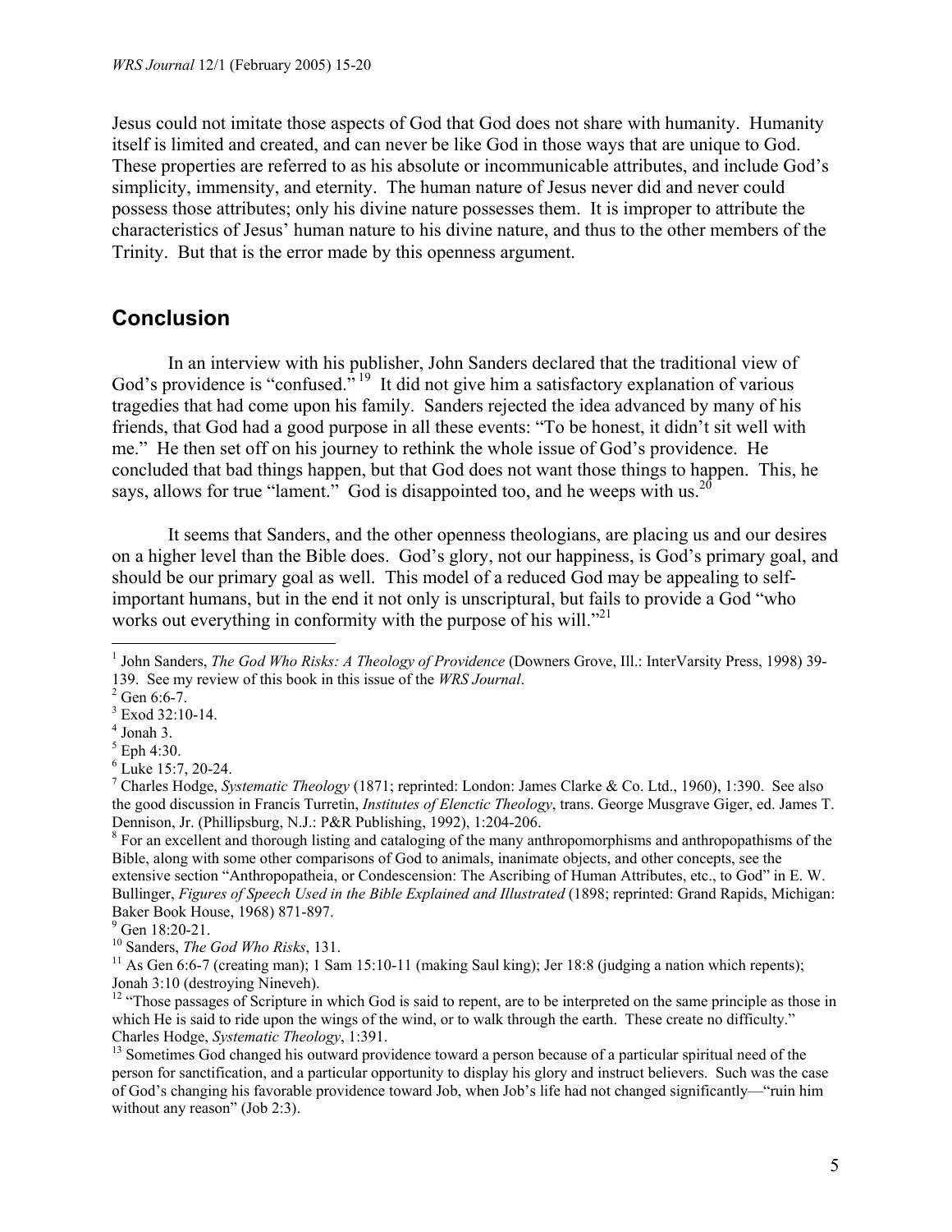Jesus could not imitate those aspects of God that God does not share with humanity. Humanity itself is limited and created, and can never be like God in those ways that are unique to God. These properties are referred to as his absolute or incommunicable attributes, and include God's simplicity, immensity, and eternity. The human nature of Jesus never did and never could possess those attributes; only his divine nature possesses them. It is improper to attribute the characteristics of Jesus' human nature to his divine nature, and thus to the other members of the Trinity. But that is the error made by this openness argument.

## Conclusion

In an interview with his publisher, John Sanders declared that the traditional view of God's providence is "confused."[19] It did not give him a satisfactory explanation of various tragedies that had come upon his family. Sanders rejected the idea advanced by many of his friends, that God had a good purpose in all these events: "To be honest, it didn't sit well with me." He then set off on his journey to rethink the whole issue of God's providence. He concluded that bad things happen, but that God does not want those things to happen. This, he says, allows for true "lament." God is disappointed too, and he weeps with us.[20]

It seems that Sanders, and the other openness theologians, are placing us and our desires on a higher level than the Bible does. God's glory, not our happiness, is God's primary goal, and should be our primary goal as well. This model of a reduced God may be appealing to self-important humans, but in the end it not only is unscriptural, but fails to provide a God "who works out everything in conformity with the purpose of his will."[21]

---

[1] John Sanders, *The God Who Risks: A Theology of Providence* (Downers Grove, Ill.: InterVarsity Press, 1998) 39-139. See my review of this book in this issue of the *WRS Journal*.

[2] Gen 6:6-7.

[3] Exod 32:10-14.

[4] Jonah 3.

[5] Eph 4:30.

[6] Luke 15:7, 20-24.

[7] Charles Hodge, *Systematic Theology* (1871; reprinted: London: James Clarke & Co. Ltd., 1960), 1:390. See also the good discussion in Francis Turretin, *Institutes of Elenctic Theology*, trans. George Musgrave Giger, ed. James T. Dennison, Jr. (Phillipsburg, N.J.: P&R Publishing, 1992), 1:204-206.

[8] For an excellent and thorough listing and cataloging of the many anthropomorphisms and anthropopathisms of the Bible, along with some other comparisons of God to animals, inanimate objects, and other concepts, see the extensive section "Anthropopatheia, or Condescension: The Ascribing of Human Attributes, etc., to God" in E. W. Bullinger, *Figures of Speech Used in the Bible Explained and Illustrated* (1898; reprinted: Grand Rapids, Michigan: Baker Book House, 1968) 871-897.

[9] Gen 18:20-21.

[10] Sanders, *The God Who Risks*, 131.

[11] As Gen 6:6-7 (creating man); 1 Sam 15:10-11 (making Saul king); Jer 18:8 (judging a nation which repents); Jonah 3:10 (destroying Nineveh).

[12] "Those passages of Scripture in which God is said to repent, are to be interpreted on the same principle as those in which He is said to ride upon the wings of the wind, or to walk through the earth. These create no difficulty." Charles Hodge, *Systematic Theology*, 1:391.

[13] Sometimes God changed his outward providence toward a person because of a particular spiritual need of the person for sanctification, and a particular opportunity to display his glory and instruct believers. Such was the case of God's changing his favorable providence toward Job, when Job's life had not changed significantly—"ruin him without any reason" (Job 2:3).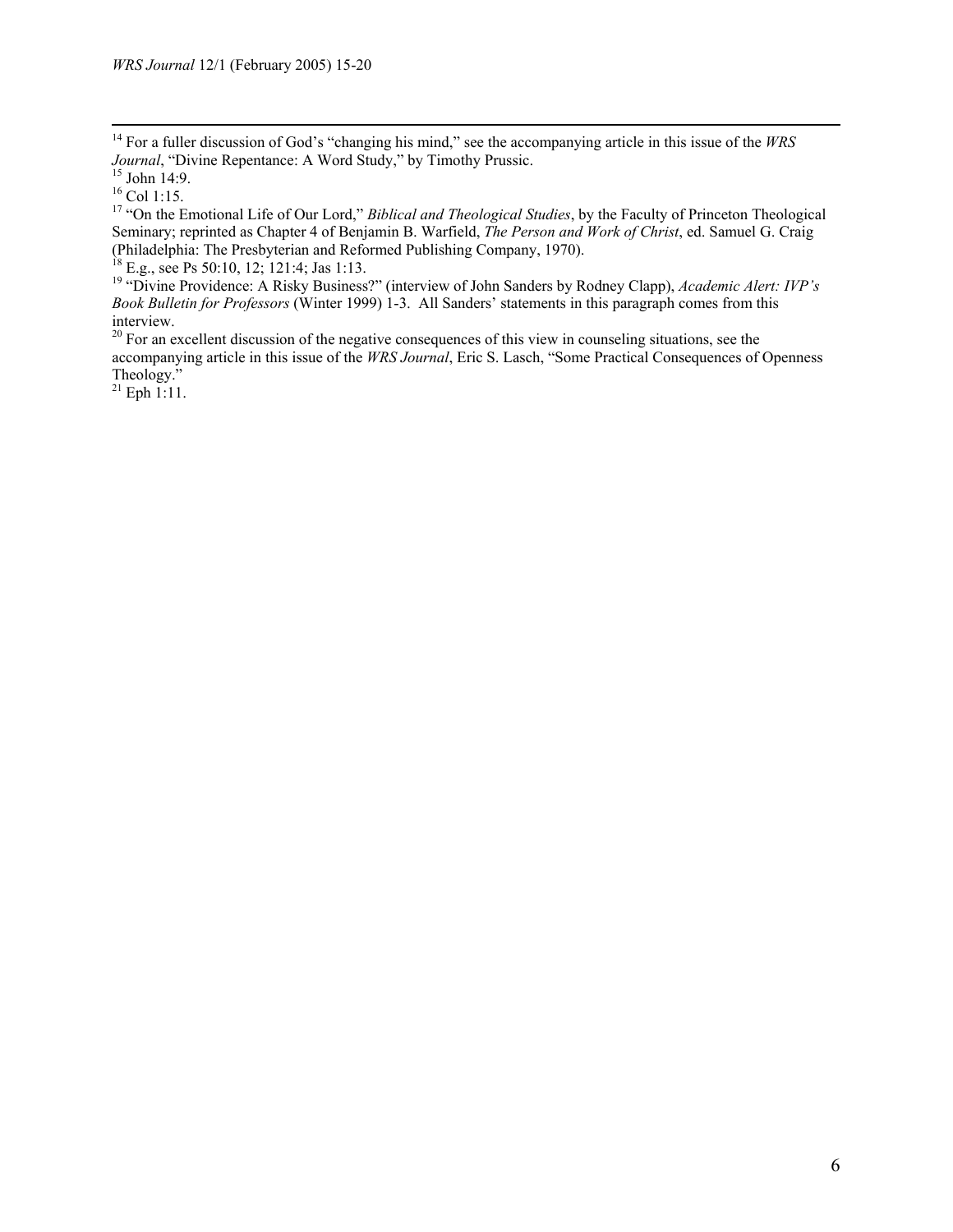[14] For a fuller discussion of God's "changing his mind," see the accompanying article in this issue of the *WRS Journal*, "Divine Repentance: A Word Study," by Timothy Prussic.

[15] John 14:9.

[16] Col 1:15.

[17] "On the Emotional Life of Our Lord," *Biblical and Theological Studies*, by the Faculty of Princeton Theological Seminary; reprinted as Chapter 4 of Benjamin B. Warfield, *The Person and Work of Christ*, ed. Samuel G. Craig (Philadelphia: The Presbyterian and Reformed Publishing Company, 1970).

[18] E.g., see Ps 50:10, 12; 121:4; Jas 1:13.

[19] "Divine Providence: A Risky Business?" (interview of John Sanders by Rodney Clapp), *Academic Alert: IVP's Book Bulletin for Professors* (Winter 1999) 1-3. All Sanders' statements in this paragraph comes from this interview.

[20] For an excellent discussion of the negative consequences of this view in counseling situations, see the accompanying article in this issue of the *WRS Journal*, Eric S. Lasch, "Some Practical Consequences of Openness Theology."

[21] Eph 1:11.